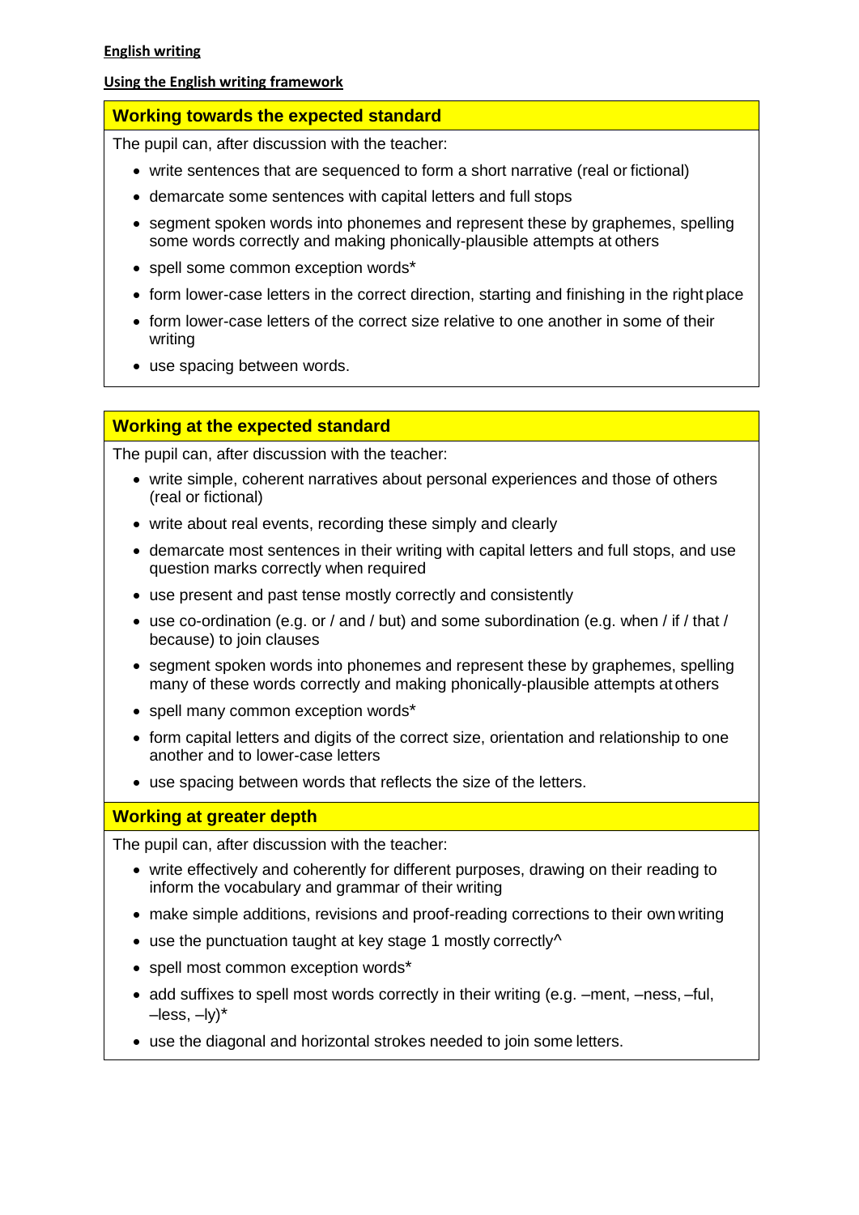**English writing**

**Using the English writing framework**

## Working towards the expected standard

The pupil can, after discussion with the teacher:

- write sentences that are sequenced to form a short narrative (real or fictional)
- demarcate some sentences with capital letters and full stops
- segment spoken words into phonemes and represent these by graphemes, spelling some words correctly and making phonically-plausible attempts at others
- spell some common exception words*
- form lower-case letters in the correct direction, starting and finishing in the right place
- form lower-case letters of the correct size relative to one another in some of their writing
- use spacing between words.

## Working at the expected standard

The pupil can, after discussion with the teacher:

- write simple, coherent narratives about personal experiences and those of others (real or fictional)
- write about real events, recording these simply and clearly
- demarcate most sentences in their writing with capital letters and full stops, and use question marks correctly when required
- use present and past tense mostly correctly and consistently
- use co-ordination (e.g. or / and / but) and some subordination (e.g. when / if / that / because) to join clauses
- segment spoken words into phonemes and represent these by graphemes, spelling many of these words correctly and making phonically-plausible attempts at others
- spell many common exception words*
- form capital letters and digits of the correct size, orientation and relationship to one another and to lower-case letters
- use spacing between words that reflects the size of the letters.

## Working at greater depth

The pupil can, after discussion with the teacher:

- write effectively and coherently for different purposes, drawing on their reading to inform the vocabulary and grammar of their writing
- make simple additions, revisions and proof-reading corrections to their own writing
- use the punctuation taught at key stage 1 mostly correctly^
- spell most common exception words*
- add suffixes to spell most words correctly in their writing (e.g. –ment, –ness, –ful, –less, –ly)*
- use the diagonal and horizontal strokes needed to join some letters.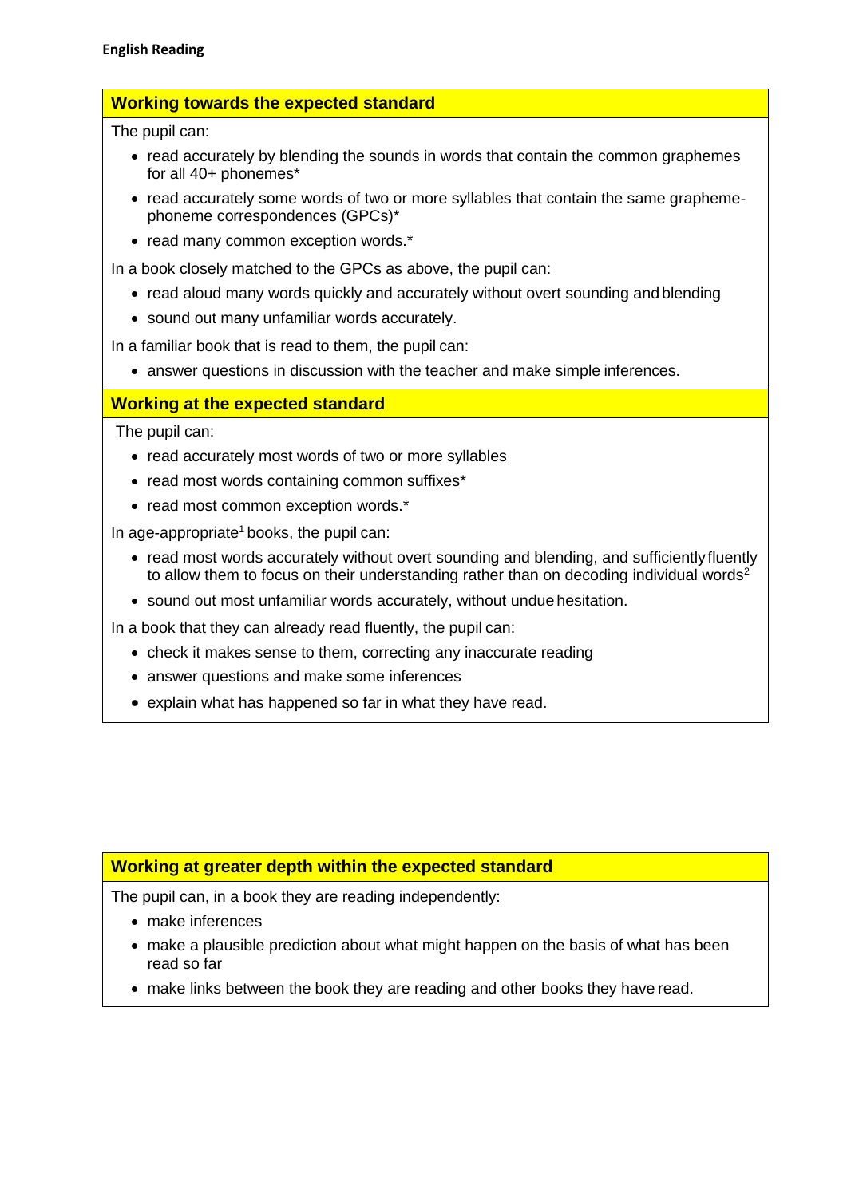**English Reading**

## Working towards the expected standard

The pupil can:

- read accurately by blending the sounds in words that contain the common graphemes for all 40+ phonemes*
- read accurately some words of two or more syllables that contain the same grapheme-phoneme correspondences (GPCs)*
- read many common exception words.*

In a book closely matched to the GPCs as above, the pupil can:

- read aloud many words quickly and accurately without overt sounding and blending
- sound out many unfamiliar words accurately.

In a familiar book that is read to them, the pupil can:

- answer questions in discussion with the teacher and make simple inferences.

## Working at the expected standard

The pupil can:

- read accurately most words of two or more syllables
- read most words containing common suffixes*
- read most common exception words.*

In age-appropriate[1] books, the pupil can:

- read most words accurately without overt sounding and blending, and sufficiently fluently to allow them to focus on their understanding rather than on decoding individual words[2]
- sound out most unfamiliar words accurately, without undue hesitation.

In a book that they can already read fluently, the pupil can:

- check it makes sense to them, correcting any inaccurate reading
- answer questions and make some inferences
- explain what has happened so far in what they have read.

## Working at greater depth within the expected standard

The pupil can, in a book they are reading independently:

- make inferences
- make a plausible prediction about what might happen on the basis of what has been read so far
- make links between the book they are reading and other books they have read.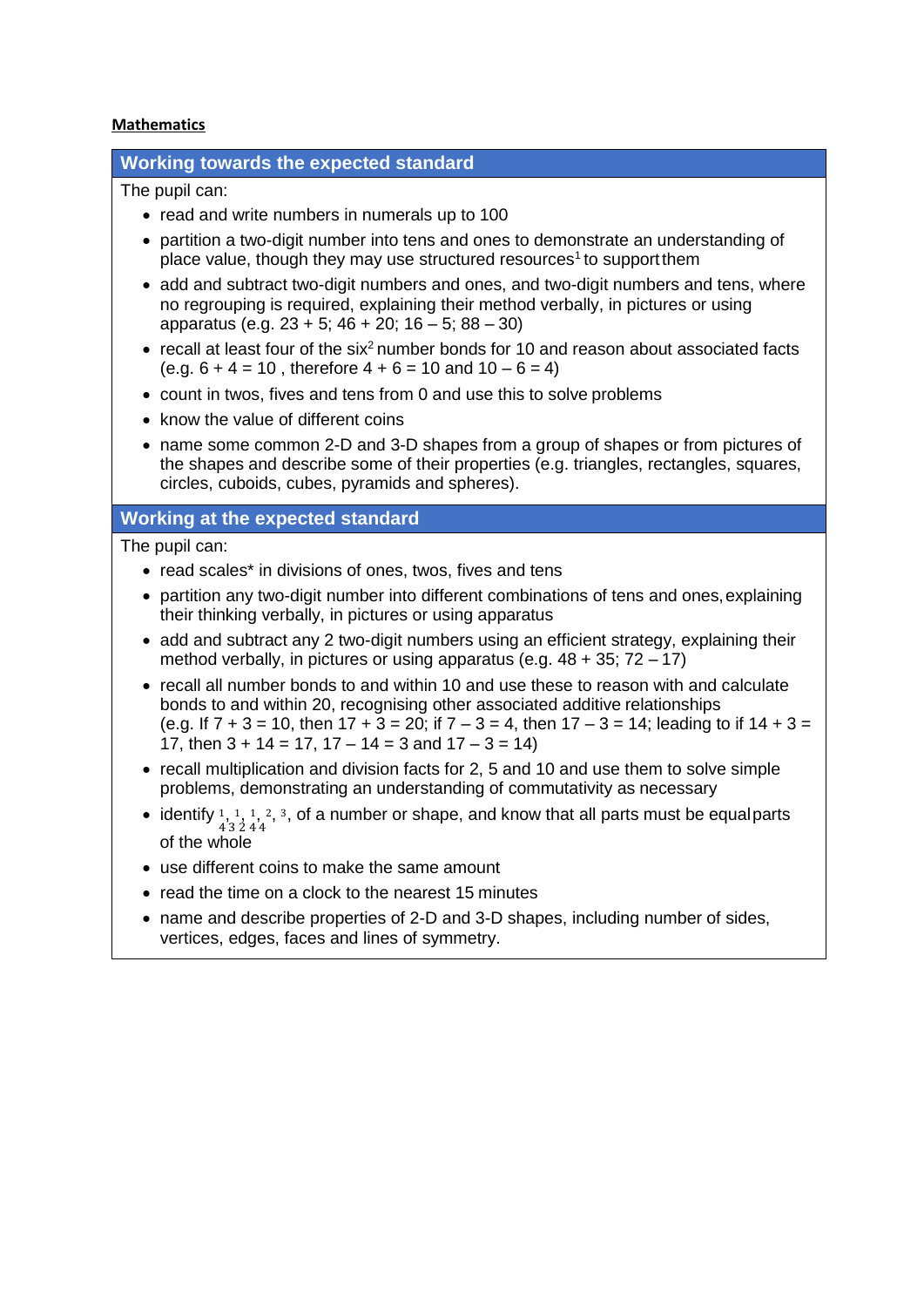**Mathematics**

## Working towards the expected standard

The pupil can:

- read and write numbers in numerals up to 100
- partition a two-digit number into tens and ones to demonstrate an understanding of place value, though they may use structured resources[1] to support them
- add and subtract two-digit numbers and ones, and two-digit numbers and tens, where no regrouping is required, explaining their method verbally, in pictures or using apparatus (e.g. 23 + 5; 46 + 20; 16 – 5; 88 – 30)
- recall at least four of the six[2] number bonds for 10 and reason about associated facts (e.g. 6 + 4 = 10 , therefore 4 + 6 = 10 and 10 – 6 = 4)
- count in twos, fives and tens from 0 and use this to solve problems
- know the value of different coins
- name some common 2-D and 3-D shapes from a group of shapes or from pictures of the shapes and describe some of their properties (e.g. triangles, rectangles, squares, circles, cuboids, cubes, pyramids and spheres).

## Working at the expected standard

The pupil can:

- read scales* in divisions of ones, twos, fives and tens
- partition any two-digit number into different combinations of tens and ones, explaining their thinking verbally, in pictures or using apparatus
- add and subtract any 2 two-digit numbers using an efficient strategy, explaining their method verbally, in pictures or using apparatus (e.g. 48 + 35; 72 – 17)
- recall all number bonds to and within 10 and use these to reason with and calculate bonds to and within 20, recognising other associated additive relationships (e.g. If 7 + 3 = 10, then 17 + 3 = 20; if 7 – 3 = 4, then 17 – 3 = 14; leading to if 14 + 3 = 17, then 3 + 14 = 17, 17 – 14 = 3 and 17 – 3 = 14)
- recall multiplication and division facts for 2, 5 and 10 and use them to solve simple problems, demonstrating an understanding of commutativity as necessary
- identify $\frac{1}{4}$, $\frac{1}{3}$, $\frac{1}{2}$, $\frac{2}{4}$, $\frac{3}{4}$, of a number or shape, and know that all parts must be equal parts of the whole
- use different coins to make the same amount
- read the time on a clock to the nearest 15 minutes
- name and describe properties of 2-D and 3-D shapes, including number of sides, vertices, edges, faces and lines of symmetry.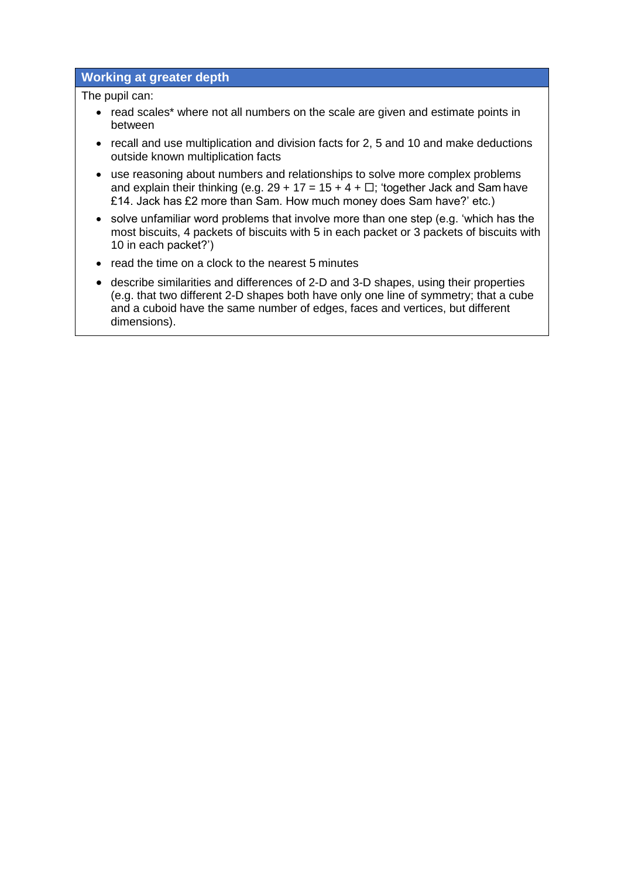## Working at greater depth

The pupil can:

- read scales* where not all numbers on the scale are given and estimate points in between
- recall and use multiplication and division facts for 2, 5 and 10 and make deductions outside known multiplication facts
- use reasoning about numbers and relationships to solve more complex problems and explain their thinking (e.g. $29 + 17 = 15 + 4 + \square$; 'together Jack and Sam have £14. Jack has £2 more than Sam. How much money does Sam have?' etc.)
- solve unfamiliar word problems that involve more than one step (e.g. 'which has the most biscuits, 4 packets of biscuits with 5 in each packet or 3 packets of biscuits with 10 in each packet?')
- read the time on a clock to the nearest 5 minutes
- describe similarities and differences of 2-D and 3-D shapes, using their properties (e.g. that two different 2-D shapes both have only one line of symmetry; that a cube and a cuboid have the same number of edges, faces and vertices, but different dimensions).